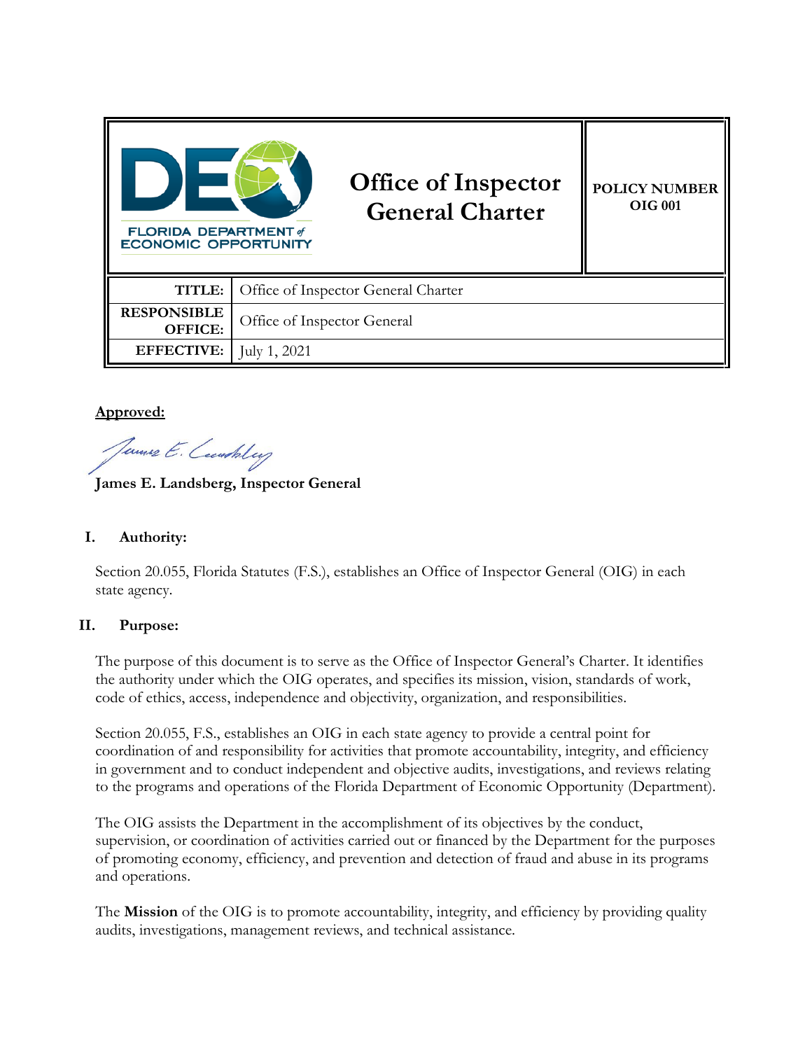| FLORIDA DEPARTMENT of ECONOMIC OPPORTUNITY | **Office of Inspector General Charter** | **POLICY NUMBER OIG 001** |
|---|---|---|
| **TITLE:** | Office of Inspector General Charter | |
| **RESPONSIBLE OFFICE:** | Office of Inspector General | |
| **EFFECTIVE:** | July 1, 2021 | |

**Approved:**

James E. Landsberg

**James E. Landsberg, Inspector General**

## I. Authority:

Section 20.055, Florida Statutes (F.S.), establishes an Office of Inspector General (OIG) in each state agency.

## II. Purpose:

The purpose of this document is to serve as the Office of Inspector General's Charter. It identifies the authority under which the OIG operates, and specifies its mission, vision, standards of work, code of ethics, access, independence and objectivity, organization, and responsibilities.

Section 20.055, F.S., establishes an OIG in each state agency to provide a central point for coordination of and responsibility for activities that promote accountability, integrity, and efficiency in government and to conduct independent and objective audits, investigations, and reviews relating to the programs and operations of the Florida Department of Economic Opportunity (Department).

The OIG assists the Department in the accomplishment of its objectives by the conduct, supervision, or coordination of activities carried out or financed by the Department for the purposes of promoting economy, efficiency, and prevention and detection of fraud and abuse in its programs and operations.

The **Mission** of the OIG is to promote accountability, integrity, and efficiency by providing quality audits, investigations, management reviews, and technical assistance.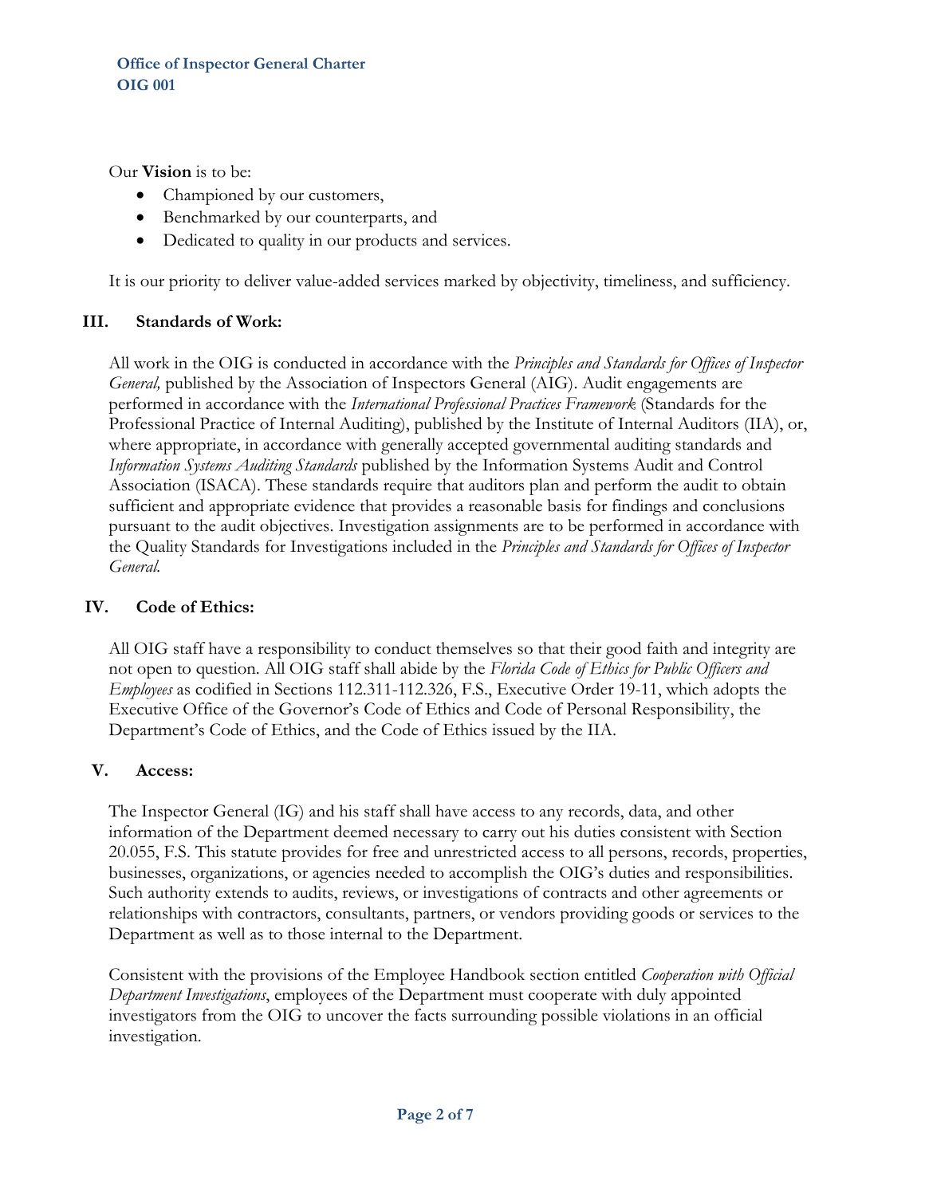Our **Vision** is to be:

- Championed by our customers,
- Benchmarked by our counterparts, and
- Dedicated to quality in our products and services.

It is our priority to deliver value-added services marked by objectivity, timeliness, and sufficiency.

## III. Standards of Work:

All work in the OIG is conducted in accordance with the *Principles and Standards for Offices of Inspector General,* published by the Association of Inspectors General (AIG). Audit engagements are performed in accordance with the *International Professional Practices Framework* (Standards for the Professional Practice of Internal Auditing), published by the Institute of Internal Auditors (IIA), or, where appropriate, in accordance with generally accepted governmental auditing standards and *Information Systems Auditing Standards* published by the Information Systems Audit and Control Association (ISACA). These standards require that auditors plan and perform the audit to obtain sufficient and appropriate evidence that provides a reasonable basis for findings and conclusions pursuant to the audit objectives. Investigation assignments are to be performed in accordance with the Quality Standards for Investigations included in the *Principles and Standards for Offices of Inspector General.*

## IV. Code of Ethics:

All OIG staff have a responsibility to conduct themselves so that their good faith and integrity are not open to question. All OIG staff shall abide by the *Florida Code of Ethics for Public Officers and Employees* as codified in Sections 112.311-112.326, F.S., Executive Order 19-11, which adopts the Executive Office of the Governor's Code of Ethics and Code of Personal Responsibility, the Department's Code of Ethics, and the Code of Ethics issued by the IIA.

## V. Access:

The Inspector General (IG) and his staff shall have access to any records, data, and other information of the Department deemed necessary to carry out his duties consistent with Section 20.055, F.S. This statute provides for free and unrestricted access to all persons, records, properties, businesses, organizations, or agencies needed to accomplish the OIG's duties and responsibilities. Such authority extends to audits, reviews, or investigations of contracts and other agreements or relationships with contractors, consultants, partners, or vendors providing goods or services to the Department as well as to those internal to the Department.

Consistent with the provisions of the Employee Handbook section entitled *Cooperation with Official Department Investigations*, employees of the Department must cooperate with duly appointed investigators from the OIG to uncover the facts surrounding possible violations in an official investigation.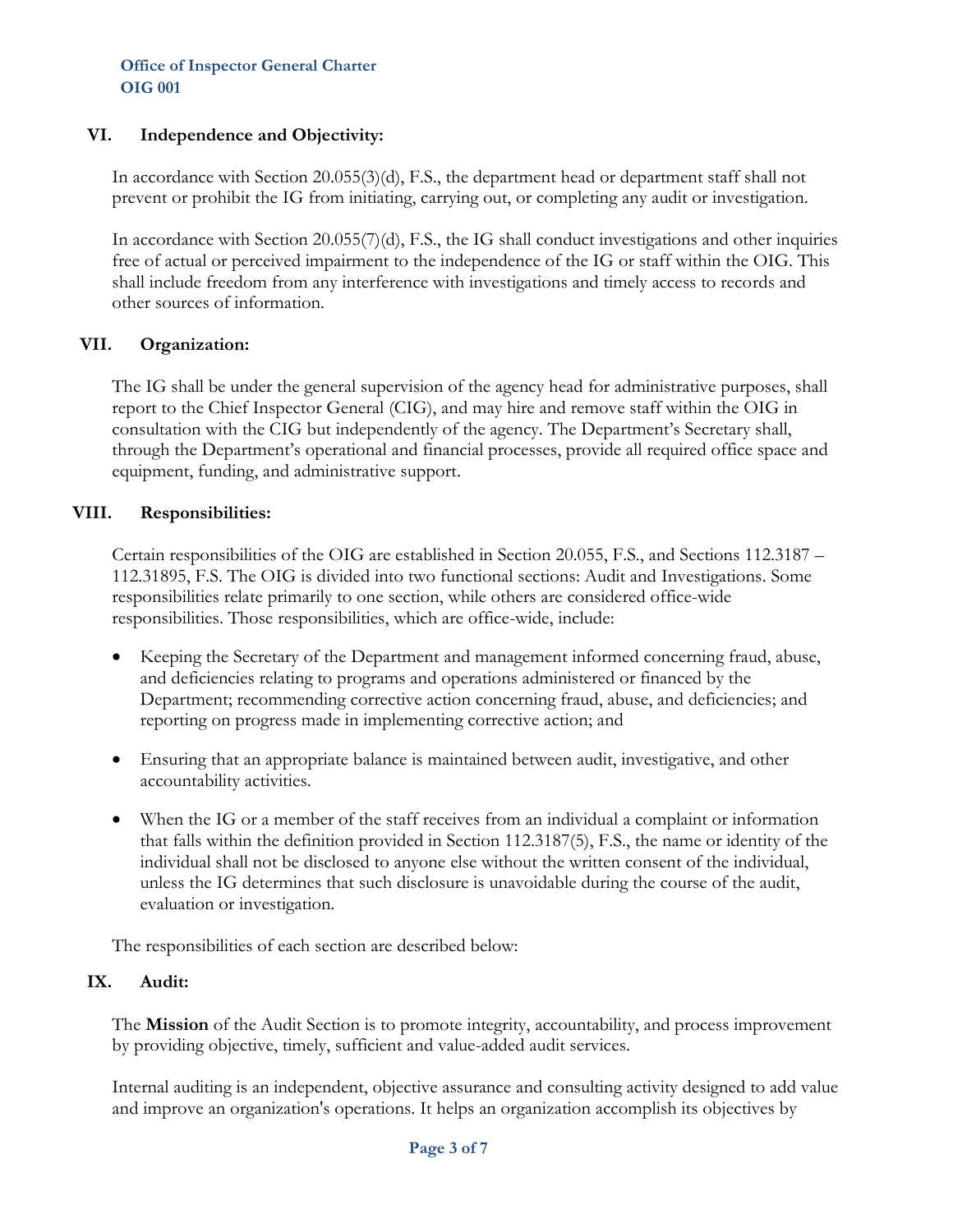## VI. Independence and Objectivity:

In accordance with Section 20.055(3)(d), F.S., the department head or department staff shall not prevent or prohibit the IG from initiating, carrying out, or completing any audit or investigation.

In accordance with Section 20.055(7)(d), F.S., the IG shall conduct investigations and other inquiries free of actual or perceived impairment to the independence of the IG or staff within the OIG. This shall include freedom from any interference with investigations and timely access to records and other sources of information.

## VII. Organization:

The IG shall be under the general supervision of the agency head for administrative purposes, shall report to the Chief Inspector General (CIG), and may hire and remove staff within the OIG in consultation with the CIG but independently of the agency. The Department's Secretary shall, through the Department's operational and financial processes, provide all required office space and equipment, funding, and administrative support.

## VIII. Responsibilities:

Certain responsibilities of the OIG are established in Section 20.055, F.S., and Sections 112.3187 – 112.31895, F.S. The OIG is divided into two functional sections: Audit and Investigations. Some responsibilities relate primarily to one section, while others are considered office-wide responsibilities. Those responsibilities, which are office-wide, include:

- Keeping the Secretary of the Department and management informed concerning fraud, abuse, and deficiencies relating to programs and operations administered or financed by the Department; recommending corrective action concerning fraud, abuse, and deficiencies; and reporting on progress made in implementing corrective action; and

- Ensuring that an appropriate balance is maintained between audit, investigative, and other accountability activities.

- When the IG or a member of the staff receives from an individual a complaint or information that falls within the definition provided in Section 112.3187(5), F.S., the name or identity of the individual shall not be disclosed to anyone else without the written consent of the individual, unless the IG determines that such disclosure is unavoidable during the course of the audit, evaluation or investigation.

The responsibilities of each section are described below:

## IX. Audit:

The **Mission** of the Audit Section is to promote integrity, accountability, and process improvement by providing objective, timely, sufficient and value-added audit services.

Internal auditing is an independent, objective assurance and consulting activity designed to add value and improve an organization's operations. It helps an organization accomplish its objectives by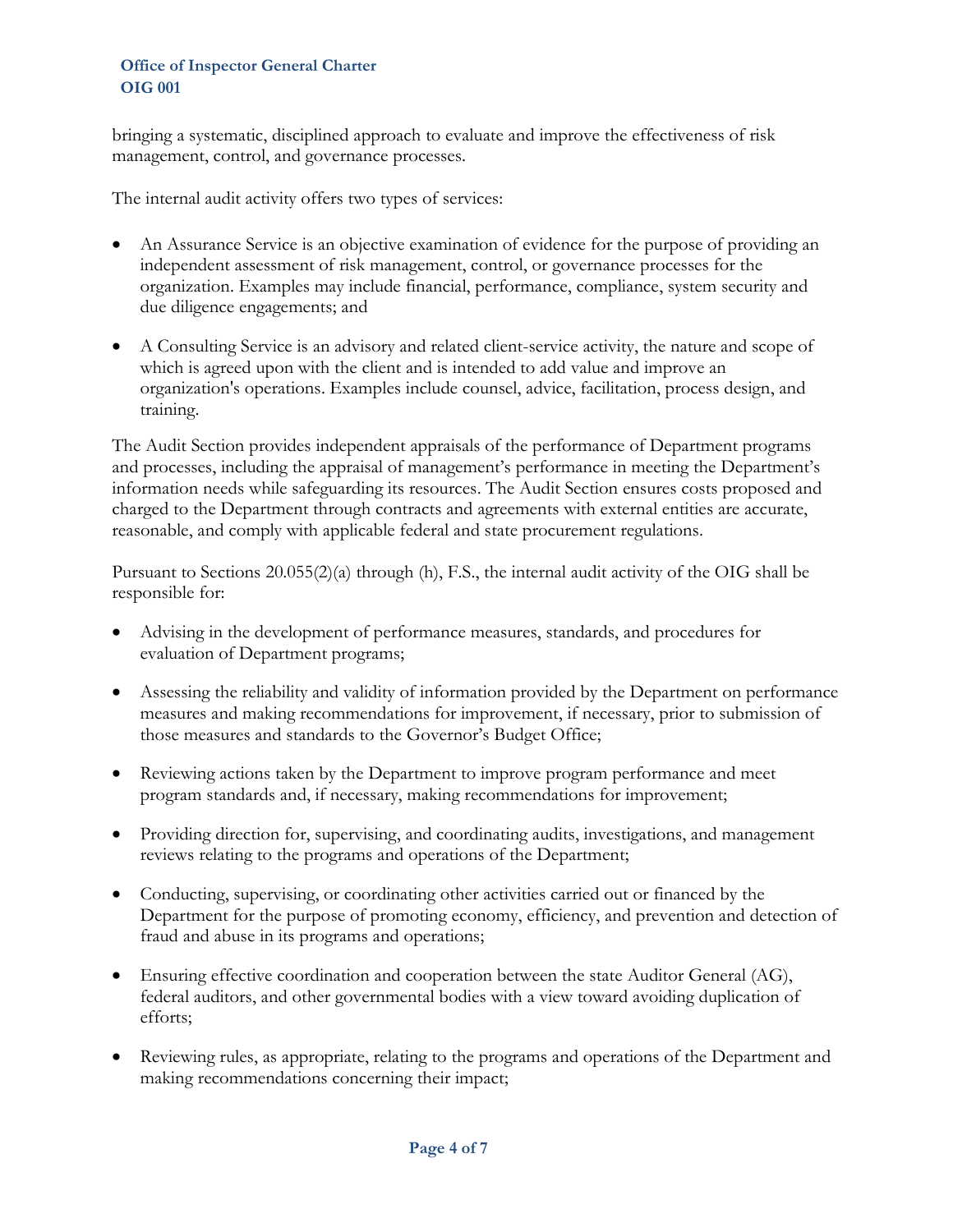bringing a systematic, disciplined approach to evaluate and improve the effectiveness of risk management, control, and governance processes.

The internal audit activity offers two types of services:

- An Assurance Service is an objective examination of evidence for the purpose of providing an independent assessment of risk management, control, or governance processes for the organization. Examples may include financial, performance, compliance, system security and due diligence engagements; and

- A Consulting Service is an advisory and related client-service activity, the nature and scope of which is agreed upon with the client and is intended to add value and improve an organization's operations. Examples include counsel, advice, facilitation, process design, and training.

The Audit Section provides independent appraisals of the performance of Department programs and processes, including the appraisal of management's performance in meeting the Department's information needs while safeguarding its resources. The Audit Section ensures costs proposed and charged to the Department through contracts and agreements with external entities are accurate, reasonable, and comply with applicable federal and state procurement regulations.

Pursuant to Sections 20.055(2)(a) through (h), F.S., the internal audit activity of the OIG shall be responsible for:

- Advising in the development of performance measures, standards, and procedures for evaluation of Department programs;

- Assessing the reliability and validity of information provided by the Department on performance measures and making recommendations for improvement, if necessary, prior to submission of those measures and standards to the Governor's Budget Office;

- Reviewing actions taken by the Department to improve program performance and meet program standards and, if necessary, making recommendations for improvement;

- Providing direction for, supervising, and coordinating audits, investigations, and management reviews relating to the programs and operations of the Department;

- Conducting, supervising, or coordinating other activities carried out or financed by the Department for the purpose of promoting economy, efficiency, and prevention and detection of fraud and abuse in its programs and operations;

- Ensuring effective coordination and cooperation between the state Auditor General (AG), federal auditors, and other governmental bodies with a view toward avoiding duplication of efforts;

- Reviewing rules, as appropriate, relating to the programs and operations of the Department and making recommendations concerning their impact;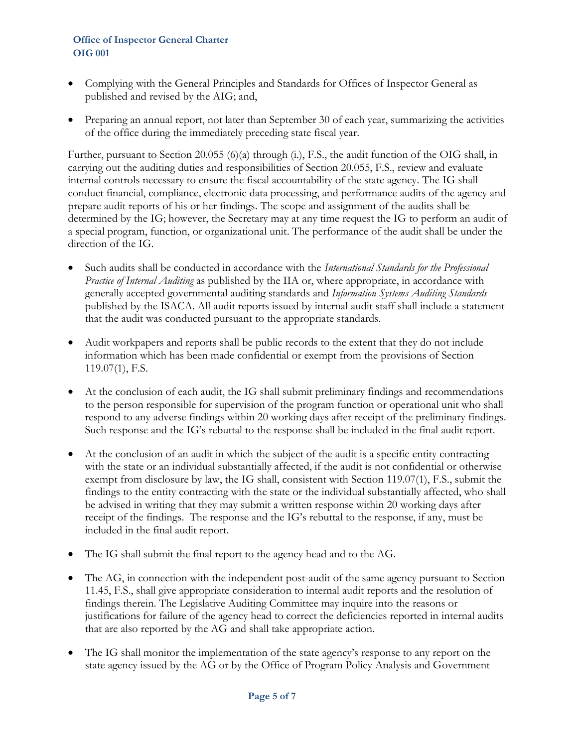- Complying with the General Principles and Standards for Offices of Inspector General as published and revised by the AIG; and,

- Preparing an annual report, not later than September 30 of each year, summarizing the activities of the office during the immediately preceding state fiscal year.

Further, pursuant to Section 20.055 (6)(a) through (i.), F.S., the audit function of the OIG shall, in carrying out the auditing duties and responsibilities of Section 20.055, F.S., review and evaluate internal controls necessary to ensure the fiscal accountability of the state agency. The IG shall conduct financial, compliance, electronic data processing, and performance audits of the agency and prepare audit reports of his or her findings. The scope and assignment of the audits shall be determined by the IG; however, the Secretary may at any time request the IG to perform an audit of a special program, function, or organizational unit. The performance of the audit shall be under the direction of the IG.

- Such audits shall be conducted in accordance with the *International Standards for the Professional Practice of Internal Auditing* as published by the IIA or, where appropriate, in accordance with generally accepted governmental auditing standards and *Information Systems Auditing Standards* published by the ISACA. All audit reports issued by internal audit staff shall include a statement that the audit was conducted pursuant to the appropriate standards.

- Audit workpapers and reports shall be public records to the extent that they do not include information which has been made confidential or exempt from the provisions of Section 119.07(1), F.S.

- At the conclusion of each audit, the IG shall submit preliminary findings and recommendations to the person responsible for supervision of the program function or operational unit who shall respond to any adverse findings within 20 working days after receipt of the preliminary findings. Such response and the IG's rebuttal to the response shall be included in the final audit report.

- At the conclusion of an audit in which the subject of the audit is a specific entity contracting with the state or an individual substantially affected, if the audit is not confidential or otherwise exempt from disclosure by law, the IG shall, consistent with Section 119.07(1), F.S., submit the findings to the entity contracting with the state or the individual substantially affected, who shall be advised in writing that they may submit a written response within 20 working days after receipt of the findings. The response and the IG's rebuttal to the response, if any, must be included in the final audit report.

- The IG shall submit the final report to the agency head and to the AG.

- The AG, in connection with the independent post-audit of the same agency pursuant to Section 11.45, F.S., shall give appropriate consideration to internal audit reports and the resolution of findings therein. The Legislative Auditing Committee may inquire into the reasons or justifications for failure of the agency head to correct the deficiencies reported in internal audits that are also reported by the AG and shall take appropriate action.

- The IG shall monitor the implementation of the state agency's response to any report on the state agency issued by the AG or by the Office of Program Policy Analysis and Government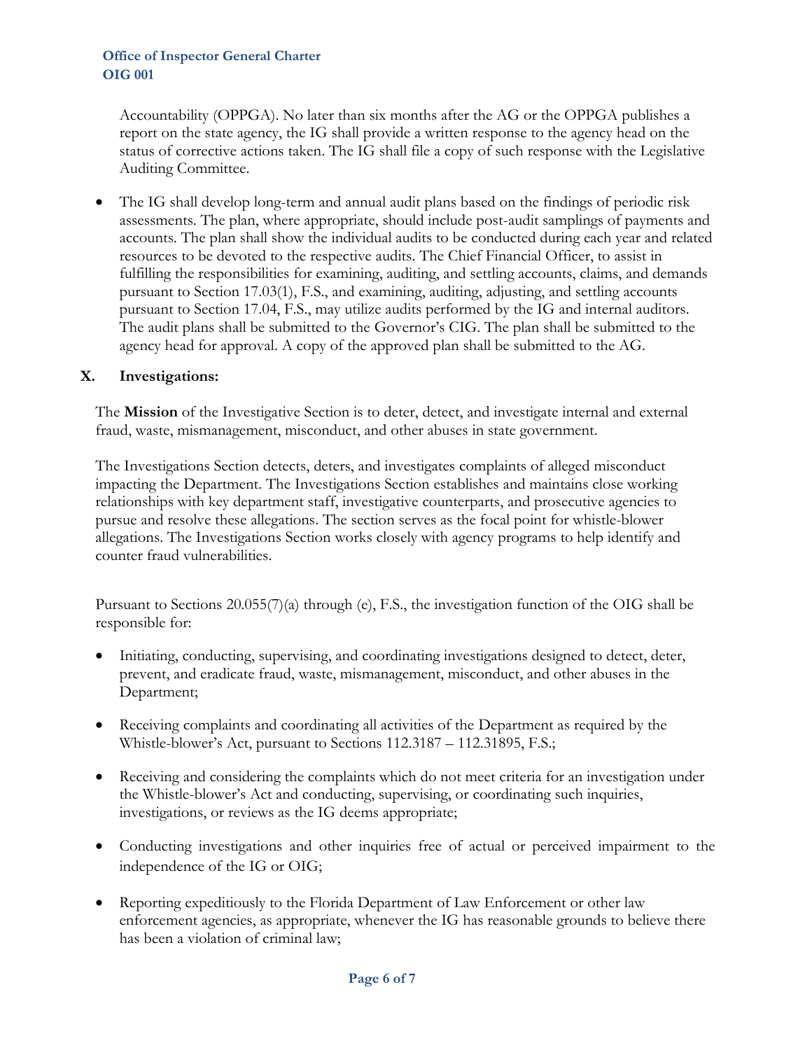Accountability (OPPGA). No later than six months after the AG or the OPPGA publishes a report on the state agency, the IG shall provide a written response to the agency head on the status of corrective actions taken. The IG shall file a copy of such response with the Legislative Auditing Committee.

- The IG shall develop long-term and annual audit plans based on the findings of periodic risk assessments. The plan, where appropriate, should include post-audit samplings of payments and accounts. The plan shall show the individual audits to be conducted during each year and related resources to be devoted to the respective audits. The Chief Financial Officer, to assist in fulfilling the responsibilities for examining, auditing, and settling accounts, claims, and demands pursuant to Section 17.03(1), F.S., and examining, auditing, adjusting, and settling accounts pursuant to Section 17.04, F.S., may utilize audits performed by the IG and internal auditors. The audit plans shall be submitted to the Governor's CIG. The plan shall be submitted to the agency head for approval. A copy of the approved plan shall be submitted to the AG.

## X. Investigations:

The **Mission** of the Investigative Section is to deter, detect, and investigate internal and external fraud, waste, mismanagement, misconduct, and other abuses in state government.

The Investigations Section detects, deters, and investigates complaints of alleged misconduct impacting the Department. The Investigations Section establishes and maintains close working relationships with key department staff, investigative counterparts, and prosecutive agencies to pursue and resolve these allegations. The section serves as the focal point for whistle-blower allegations. The Investigations Section works closely with agency programs to help identify and counter fraud vulnerabilities.

Pursuant to Sections 20.055(7)(a) through (e), F.S., the investigation function of the OIG shall be responsible for:

- Initiating, conducting, supervising, and coordinating investigations designed to detect, deter, prevent, and eradicate fraud, waste, mismanagement, misconduct, and other abuses in the Department;
- Receiving complaints and coordinating all activities of the Department as required by the Whistle-blower's Act, pursuant to Sections 112.3187 – 112.31895, F.S.;
- Receiving and considering the complaints which do not meet criteria for an investigation under the Whistle-blower's Act and conducting, supervising, or coordinating such inquiries, investigations, or reviews as the IG deems appropriate;
- Conducting investigations and other inquiries free of actual or perceived impairment to the independence of the IG or OIG;
- Reporting expeditiously to the Florida Department of Law Enforcement or other law enforcement agencies, as appropriate, whenever the IG has reasonable grounds to believe there has been a violation of criminal law;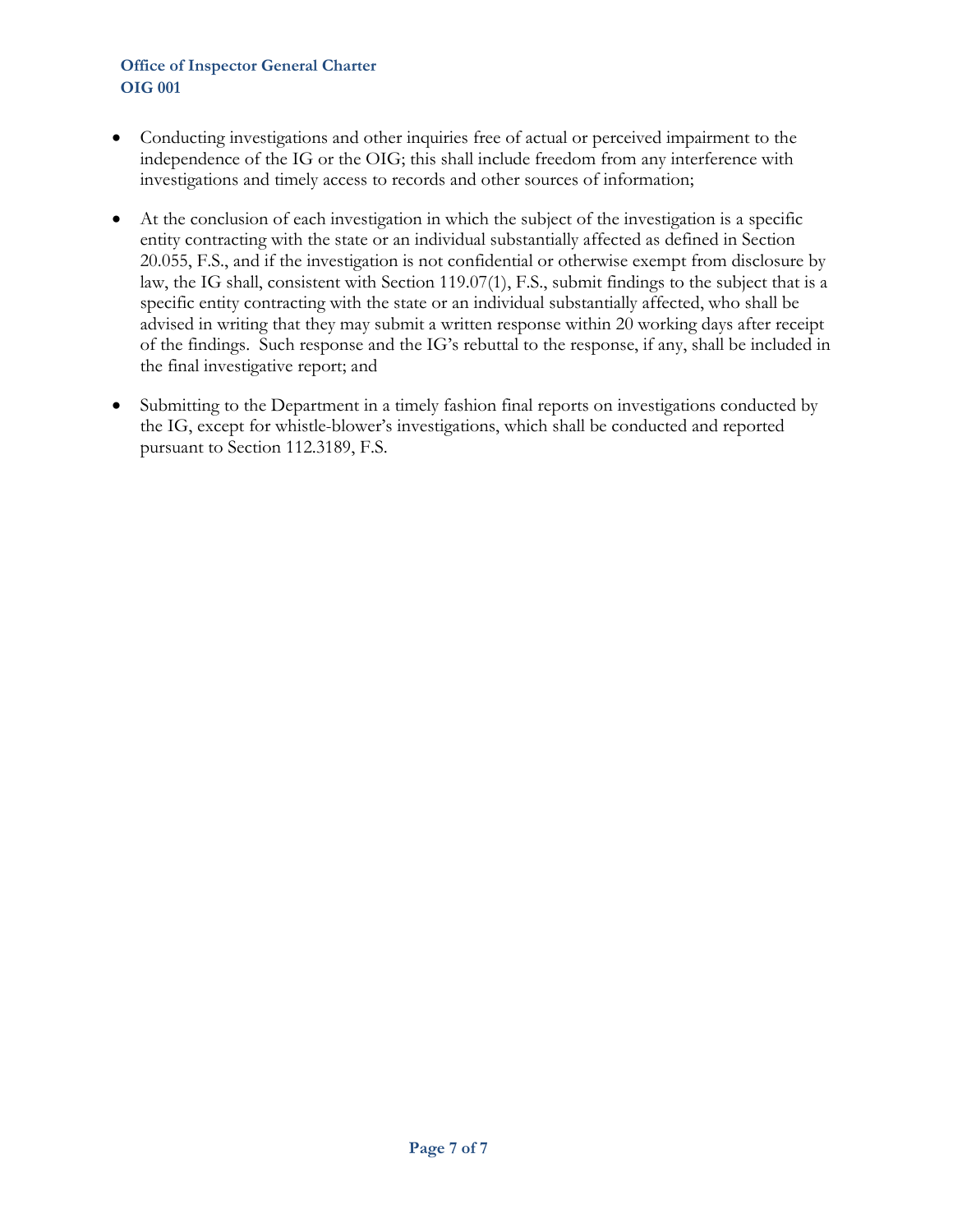- Conducting investigations and other inquiries free of actual or perceived impairment to the independence of the IG or the OIG; this shall include freedom from any interference with investigations and timely access to records and other sources of information;

- At the conclusion of each investigation in which the subject of the investigation is a specific entity contracting with the state or an individual substantially affected as defined in Section 20.055, F.S., and if the investigation is not confidential or otherwise exempt from disclosure by law, the IG shall, consistent with Section 119.07(1), F.S., submit findings to the subject that is a specific entity contracting with the state or an individual substantially affected, who shall be advised in writing that they may submit a written response within 20 working days after receipt of the findings. Such response and the IG's rebuttal to the response, if any, shall be included in the final investigative report; and

- Submitting to the Department in a timely fashion final reports on investigations conducted by the IG, except for whistle-blower's investigations, which shall be conducted and reported pursuant to Section 112.3189, F.S.